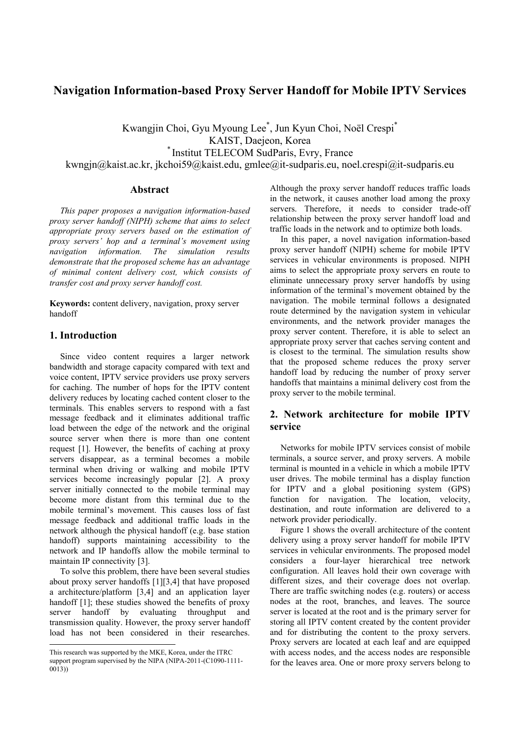# Navigation Information-based Proxy Server Handoff for Mobile IPTV Services

Kwangjin Choi, Gyu Myoung Lee[*], Jun Kyun Choi, Noël Crespi[*]

KAIST, Daejeon, Korea

[*] Institut TELECOM SudParis, Evry, France

kwngjn@kaist.ac.kr, jkchoi59@kaist.edu, gmlee@it-sudparis.eu, noel.crespi@it-sudparis.eu

## Abstract

*This paper proposes a navigation information-based proxy server handoff (NIPH) scheme that aims to select appropriate proxy servers based on the estimation of proxy servers' hop and a terminal's movement using navigation information. The simulation results demonstrate that the proposed scheme has an advantage of minimal content delivery cost, which consists of transfer cost and proxy server handoff cost.*

**Keywords:** content delivery, navigation, proxy server handoff

## 1. Introduction

Since video content requires a larger network bandwidth and storage capacity compared with text and voice content, IPTV service providers use proxy servers for caching. The number of hops for the IPTV content delivery reduces by locating cached content closer to the terminals. This enables servers to respond with a fast message feedback and it eliminates additional traffic load between the edge of the network and the original source server when there is more than one content request [1]. However, the benefits of caching at proxy servers disappear, as a terminal becomes a mobile terminal when driving or walking and mobile IPTV services become increasingly popular [2]. A proxy server initially connected to the mobile terminal may become more distant from this terminal due to the mobile terminal's movement. This causes loss of fast message feedback and additional traffic loads in the network although the physical handoff (e.g. base station handoff) supports maintaining accessibility to the network and IP handoffs allow the mobile terminal to maintain IP connectivity [3].

To solve this problem, there have been several studies about proxy server handoffs [1][3,4] that have proposed a architecture/platform [3,4] and an application layer handoff [1]; these studies showed the benefits of proxy server handoff by evaluating throughput and transmission quality. However, the proxy server handoff load has not been considered in their researches. Although the proxy server handoff reduces traffic loads in the network, it causes another load among the proxy servers. Therefore, it needs to consider trade-off relationship between the proxy server handoff load and traffic loads in the network and to optimize both loads.

In this paper, a novel navigation information-based proxy server handoff (NIPH) scheme for mobile IPTV services in vehicular environments is proposed. NIPH aims to select the appropriate proxy servers en route to eliminate unnecessary proxy server handoffs by using information of the terminal's movement obtained by the navigation. The mobile terminal follows a designated route determined by the navigation system in vehicular environments, and the network provider manages the proxy server content. Therefore, it is able to select an appropriate proxy server that caches serving content and is closest to the terminal. The simulation results show that the proposed scheme reduces the proxy server handoff load by reducing the number of proxy server handoffs that maintains a minimal delivery cost from the proxy server to the mobile terminal.

## 2. Network architecture for mobile IPTV service

Networks for mobile IPTV services consist of mobile terminals, a source server, and proxy servers. A mobile terminal is mounted in a vehicle in which a mobile IPTV user drives. The mobile terminal has a display function for IPTV and a global positioning system (GPS) function for navigation. The location, velocity, destination, and route information are delivered to a network provider periodically.

Figure 1 shows the overall architecture of the content delivery using a proxy server handoff for mobile IPTV services in vehicular environments. The proposed model considers a four-layer hierarchical tree network configuration. All leaves hold their own coverage with different sizes, and their coverage does not overlap. There are traffic switching nodes (e.g. routers) or access nodes at the root, branches, and leaves. The source server is located at the root and is the primary server for storing all IPTV content created by the content provider and for distributing the content to the proxy servers. Proxy servers are located at each leaf and are equipped with access nodes, and the access nodes are responsible for the leaves area. One or more proxy servers belong to

---

This research was supported by the MKE, Korea, under the ITRC support program supervised by the NIPA (NIPA-2011-(C1090-1111-0013))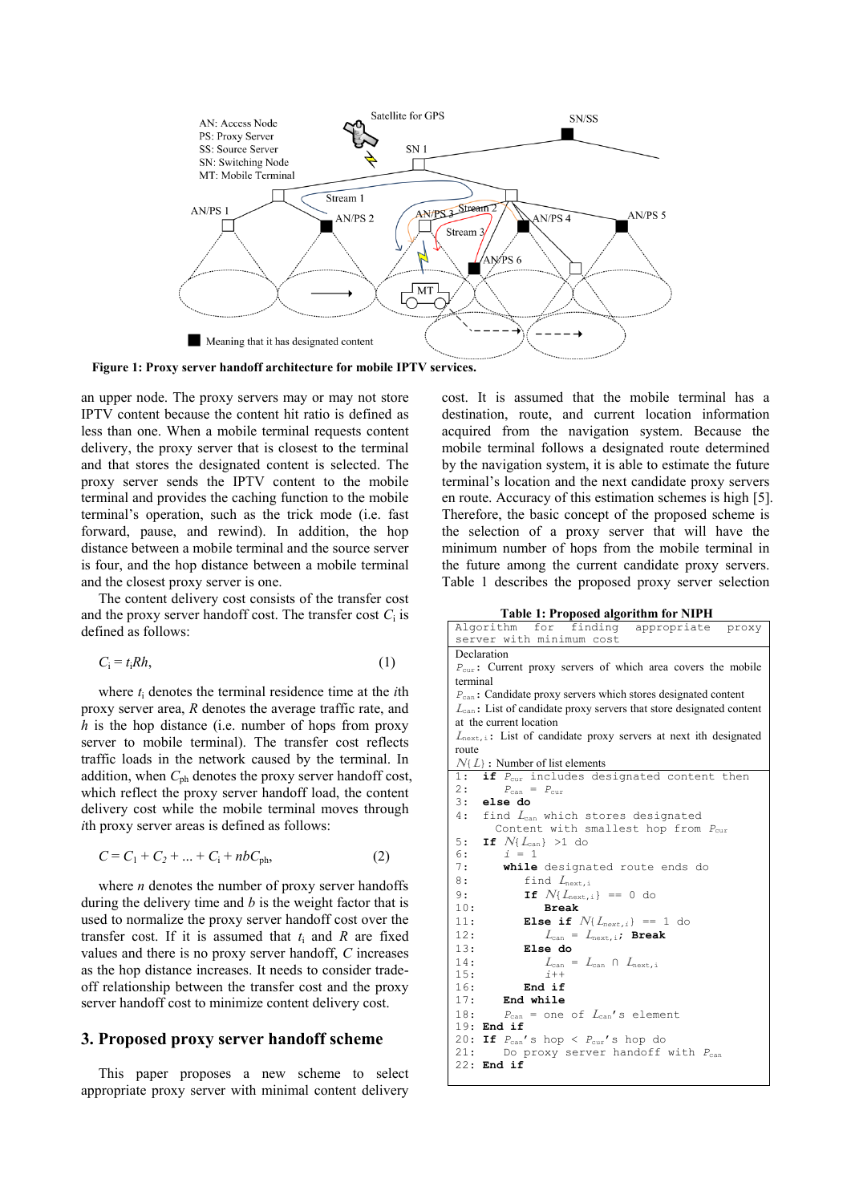**Figure 1: Proxy server handoff architecture for mobile IPTV services.**

an upper node. The proxy servers may or may not store IPTV content because the content hit ratio is defined as less than one. When a mobile terminal requests content delivery, the proxy server that is closest to the terminal and that stores the designated content is selected. The proxy server sends the IPTV content to the mobile terminal and provides the caching function to the mobile terminal's operation, such as the trick mode (i.e. fast forward, pause, and rewind). In addition, the hop distance between a mobile terminal and the source server is four, and the hop distance between a mobile terminal and the closest proxy server is one.

The content delivery cost consists of the transfer cost and the proxy server handoff cost. The transfer cost $C_i$ is defined as follows:

$$C_i = t_i R h, \tag{1}$$

where $t_i$ denotes the terminal residence time at the $i$th proxy server area, $R$ denotes the average traffic rate, and $h$ is the hop distance (i.e. number of hops from proxy server to mobile terminal). The transfer cost reflects traffic loads in the network caused by the terminal. In addition, when $C_{ph}$ denotes the proxy server handoff cost, which reflect the proxy server handoff load, the content delivery cost while the mobile terminal moves through $i$th proxy server areas is defined as follows:

$$C = C_1 + C_2 + \ldots + C_i + nbC_{ph}, \tag{2}$$

where $n$ denotes the number of proxy server handoffs during the delivery time and $b$ is the weight factor that is used to normalize the proxy server handoff cost over the transfer cost. If it is assumed that $t_i$ and $R$ are fixed values and there is no proxy server handoff, $C$ increases as the hop distance increases. It needs to consider trade-off relationship between the transfer cost and the proxy server handoff cost to minimize content delivery cost.

## 3. Proposed proxy server handoff scheme

This paper proposes a new scheme to select appropriate proxy server with minimal content delivery cost. It is assumed that the mobile terminal has a destination, route, and current location information acquired from the navigation system. Because the mobile terminal follows a designated route determined by the navigation system, it is able to estimate the future terminal's location and the next candidate proxy servers en route. Accuracy of this estimation schemes is high [5]. Therefore, the basic concept of the proposed scheme is the selection of a proxy server that will have the minimum number of hops from the mobile terminal in the future candidate proxy servers. Table 1 describes the proposed proxy server selection

**Table 1: Proposed algorithm for NIPH**

Algorithm for finding appropriate proxy server with minimum cost

Declaration
- $P_{cur}$: Current proxy servers of which area covers the mobile terminal
- $P_{can}$: Candidate proxy servers which stores designated content
- $L_{can}$: List of candidate proxy servers that store designated content at the current location
- $L_{next,i}$: List of candidate proxy servers at next ith designated route
- $N\{L\}$: Number of list elements

```
1:  if Pcur includes designated content then
2:      Pcan = Pcur
3:  else do
4:  find Lcan which stores designated
      Content with smallest hop from Pcur
5:  If N{Lcan} >1 do
6:     i = 1
7:     while designated route ends do
8:        find Lnext,i
9:        If N{Lnext,i} == 0 do
10:          Break
11:       Else if N{Lnext,i} == 1 do
12:          Lcan = Lnext,i; Break
13:       Else do
14:          Lcan = Lcan ∩ Lnext,i
15:          i++
16:       End if
17:    End while
18:    Pcan = one of Lcan's element
19: End if
20: If Pcan's hop < Pcur's hop do
21:    Do proxy server handoff with Pcan
22: End if
```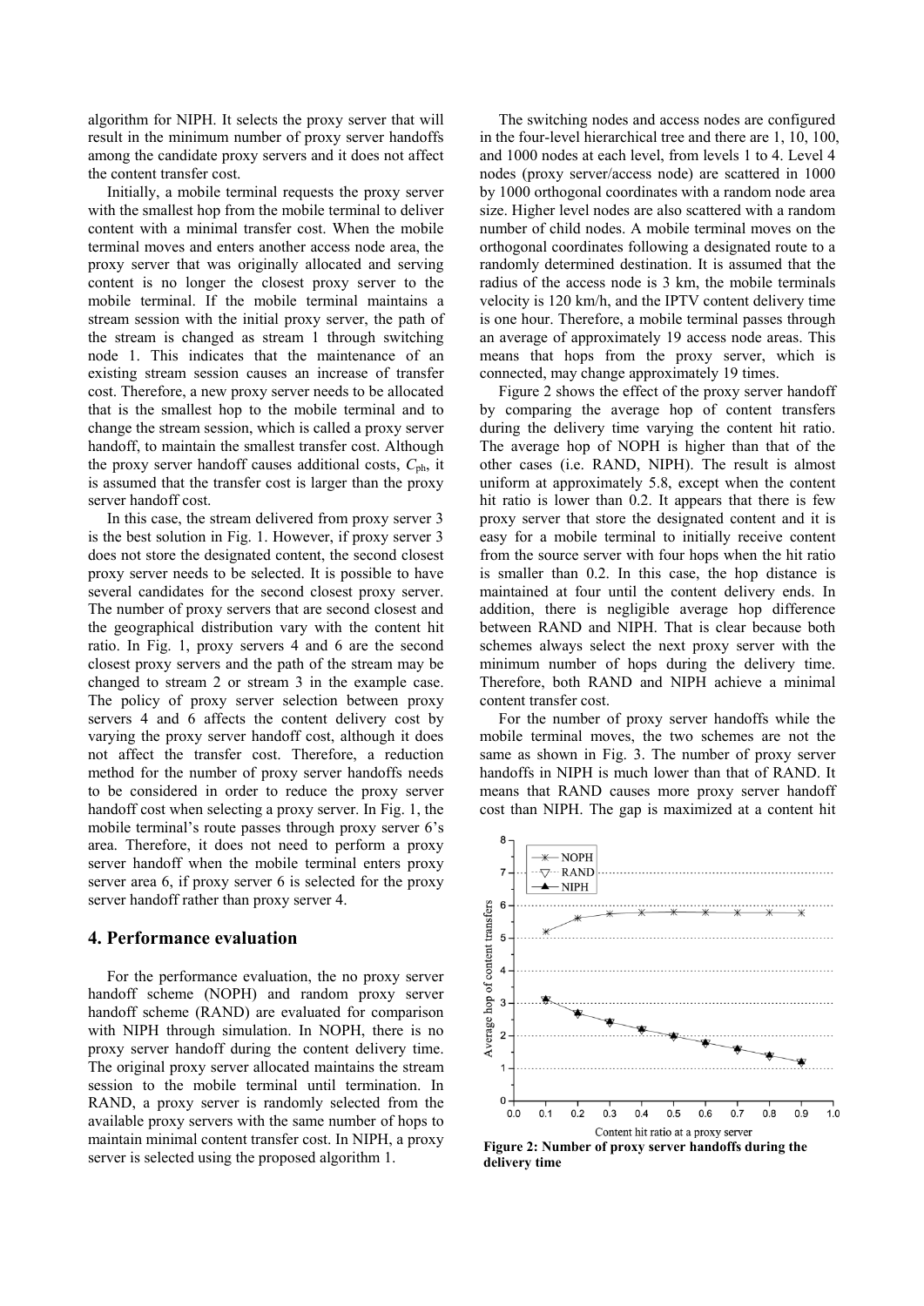algorithm for NIPH. It selects the proxy server that will result in the minimum number of proxy server handoffs among the candidate proxy servers and it does not affect the content transfer cost.

Initially, a mobile terminal requests the proxy server with the smallest hop from the mobile terminal to deliver content with a minimal transfer cost. When the mobile terminal moves and enters another access node area, the proxy server that was originally allocated and serving content is no longer the closest proxy server to the mobile terminal. If the mobile terminal maintains a stream session with the initial proxy server, the path of the stream is changed as stream 1 through switching node 1. This indicates that the maintenance of an existing stream session causes an increase of transfer cost. Therefore, a new proxy server needs to be allocated that is the smallest hop to the mobile terminal and to change the stream session, which is called a proxy server handoff, to maintain the smallest transfer cost. Although the proxy server handoff causes additional costs, $C_{ph}$, it is assumed that the transfer cost is larger than the proxy server handoff cost.

In this case, the stream delivered from proxy server 3 is the best solution in Fig. 1. However, if proxy server 3 does not store the designated content, the second closest proxy server needs to be selected. It is possible to have several candidates for the second closest proxy server. The number of proxy servers that are second closest and the geographical distribution vary with the content hit ratio. In Fig. 1, proxy servers 4 and 6 are the second closest proxy servers and the path of the stream may be changed to stream 2 or stream 3 in the example case. The policy of proxy server selection between proxy servers 4 and 6 affects the content delivery cost by varying the proxy server handoff cost, although it does not affect the transfer cost. Therefore, a reduction method for the number of proxy server handoffs needs to be considered in order to reduce the proxy server handoff cost when selecting a proxy server. In Fig. 1, the mobile terminal's route passes through proxy server 6's area. Therefore, it does not need to perform a proxy server handoff when the mobile terminal enters proxy server area 6, if proxy server 6 is selected for the proxy server handoff rather than proxy server 4.

## 4. Performance evaluation

For the performance evaluation, the no proxy server handoff scheme (NOPH) and random proxy server handoff scheme (RAND) are evaluated for comparison with NIPH through simulation. In NOPH, there is no proxy server handoff during the content delivery time. The original proxy server allocated maintains the stream session to the mobile terminal until termination. In RAND, a proxy server is randomly selected from the available proxy servers with the same number of hops to maintain minimal content transfer cost. In NIPH, a proxy server is selected using the proposed algorithm 1.

The switching nodes and access nodes are configured in the four-level hierarchical tree and there are 1, 10, 100, and 1000 nodes at each level, from levels 1 to 4. Level 4 nodes (proxy server/access node) are scattered in 1000 by 1000 orthogonal coordinates with a random node area size. Higher level nodes are also scattered with a random number of child nodes. A mobile terminal moves on the orthogonal coordinates following a designated route to a randomly determined destination. It is assumed that the radius of the access node is 3 km, the mobile terminals velocity is 120 km/h, and the IPTV content delivery time is one hour. Therefore, a mobile terminal passes through an average of approximately 19 access node areas. This means that hops from the proxy server, which is connected, may change approximately 19 times.

Figure 2 shows the effect of the proxy server handoff by comparing the average hop of content transfers during the delivery time varying the content hit ratio. The average hop of NOPH is higher than that of the other cases (i.e. RAND, NIPH). The result is almost uniform at approximately 5.8, except when the content hit ratio is lower than 0.2. It appears that there is few proxy server that store the designated content and it is easy for a mobile terminal to initially receive content from the source server with four hops when the hit ratio is smaller than 0.2. In this case, the hop distance is maintained at four until the content delivery ends. In addition, there is negligible average hop difference between RAND and NIPH. That is clear because both schemes always select the next proxy server with the minimum number of hops during the delivery time. Therefore, both RAND and NIPH achieve a minimal content transfer cost.

For the number of proxy server handoffs while the mobile terminal moves, the two schemes are not the same as shown in Fig. 3. The number of proxy server handoffs in NIPH is much lower than that of RAND. It means that RAND causes more proxy server handoff cost than NIPH. The gap is maximized at a content hit

**Figure 2: Number of proxy server handoffs during the delivery time**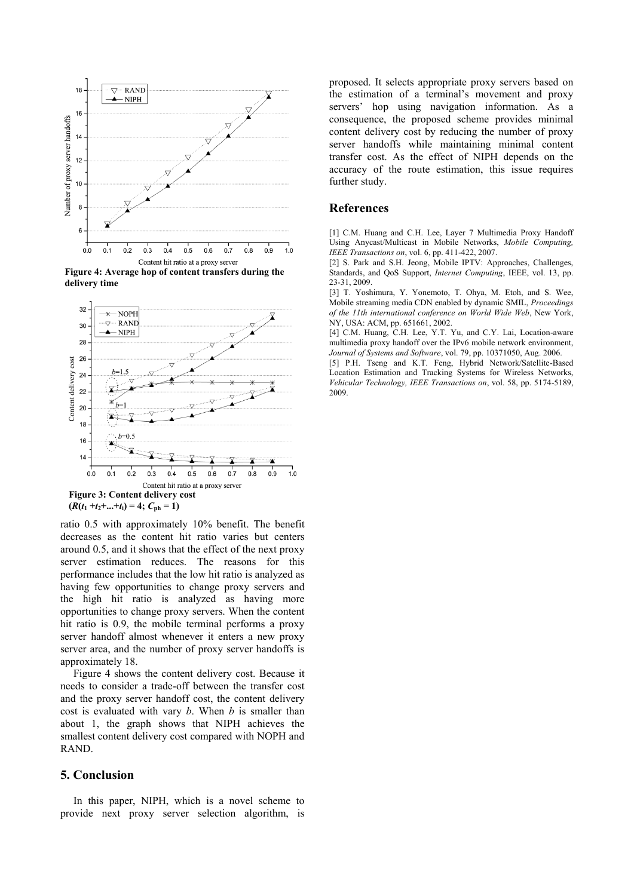RAND

NIPH

Number of proxy server handoffs

18

16

14

12

10

8

6

0.0 0.1 0.2 0.3 0.4 0.5 0.6 0.7 0.8 0.9 1.0

Content hit ratio at a proxy server

**Figure 4: Average hop of content transfers during the delivery time**

NOPH

RAND

NIPH

Content delivery cost

32

30

28

26

24

22

20

18

16

14

$b$=1.5

$b$=1

$b$=0.5

0.0 0.1 0.2 0.3 0.4 0.5 0.6 0.7 0.8 0.9 1.0

Content hit ratio at a proxy server

**Figure 3: Content delivery cost**
**($R(t_1 + t_2 + ... + t_i) = 4$; $C_{ph} = 1$)**

ratio 0.5 with approximately 10% benefit. The benefit decreases as the content hit ratio varies but centers around 0.5, and it shows that the effect of the next proxy server estimation reduces. The reasons for this performance includes that the low hit ratio is analyzed as having few opportunities to change proxy servers and the high hit ratio is analyzed as having more opportunities to change proxy servers. When the content hit ratio is 0.9, the mobile terminal performs a proxy server handoff almost whenever it enters a new proxy server area, and the number of proxy server handoffs is approximately 18.

Figure 4 shows the content delivery cost. Because it needs to consider a trade-off between the transfer cost and the proxy server handoff cost, the content delivery cost is evaluated with vary $b$. When $b$ is smaller than about 1, the graph shows that NIPH achieves the smallest content delivery cost compared with NOPH and RAND.

## 5. Conclusion

In this paper, NIPH, which is a novel scheme to provide next proxy server selection algorithm, is proposed. It selects appropriate proxy servers based on the estimation of a terminal's movement and proxy servers' hop using navigation information. As a consequence, the proposed scheme provides minimal content delivery cost by reducing the number of proxy server handoffs while maintaining minimal content transfer cost. As the effect of NIPH depends on the accuracy of the route estimation, this issue requires further study.

## References

[1] C.M. Huang and C.H. Lee, Layer 7 Multimedia Proxy Handoff Using Anycast/Multicast in Mobile Networks, *Mobile Computing, IEEE Transactions on*, vol. 6, pp. 411-422, 2007.

[2] S. Park and S.H. Jeong, Mobile IPTV: Approaches, Challenges, Standards, and QoS Support, *Internet Computing*, IEEE, vol. 13, pp. 23-31, 2009.

[3] T. Yoshimura, Y. Yonemoto, T. Ohya, M. Etoh, and S. Wee, Mobile streaming media CDN enabled by dynamic SMIL, *Proceedings of the 11th international conference on World Wide Web*, New York, NY, USA: ACM, pp. 651661, 2002.

[4] C.M. Huang, C.H. Lee, Y.T. Yu, and C.Y. Lai, Location-aware multimedia proxy handoff over the IPv6 mobile network environment, *Journal of Systems and Software*, vol. 79, pp. 10371050, Aug. 2006.

[5] P.H. Tseng and K.T. Feng, Hybrid Network/Satellite-Based Location Estimation and Tracking Systems for Wireless Networks, *Vehicular Technology, IEEE Transactions on*, vol. 58, pp. 5174-5189, 2009.